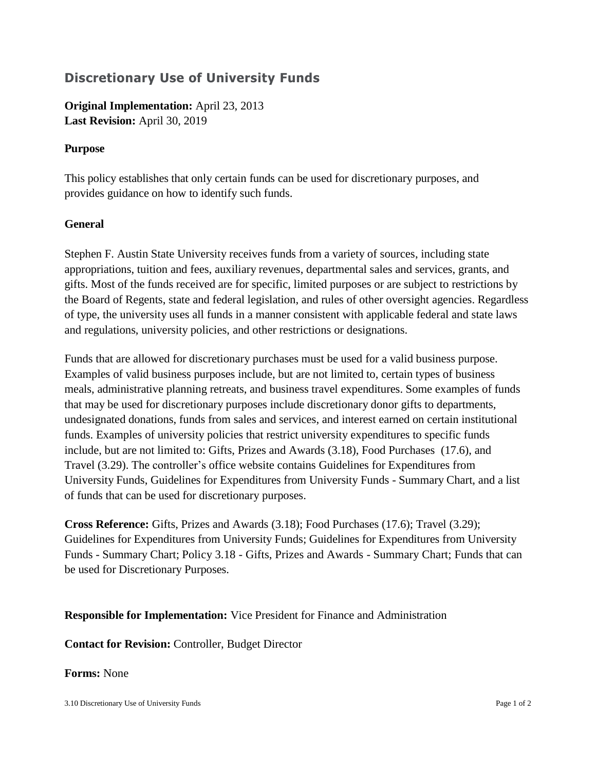# Discretionary Use of University Funds

**Original Implementation:** April 23, 2013
**Last Revision:** April 30, 2019

**Purpose**

This policy establishes that only certain funds can be used for discretionary purposes, and provides guidance on how to identify such funds.

**General**

Stephen F. Austin State University receives funds from a variety of sources, including state appropriations, tuition and fees, auxiliary revenues, departmental sales and services, grants, and gifts. Most of the funds received are for specific, limited purposes or are subject to restrictions by the Board of Regents, state and federal legislation, and rules of other oversight agencies. Regardless of type, the university uses all funds in a manner consistent with applicable federal and state laws and regulations, university policies, and other restrictions or designations.

Funds that are allowed for discretionary purchases must be used for a valid business purpose. Examples of valid business purposes include, but are not limited to, certain types of business meals, administrative planning retreats, and business travel expenditures. Some examples of funds that may be used for discretionary purposes include discretionary donor gifts to departments, undesignated donations, funds from sales and services, and interest earned on certain institutional funds. Examples of university policies that restrict university expenditures to specific funds include, but are not limited to: Gifts, Prizes and Awards (3.18), Food Purchases (17.6), and Travel (3.29). The controller's office website contains Guidelines for Expenditures from University Funds, Guidelines for Expenditures from University Funds - Summary Chart, and a list of funds that can be used for discretionary purposes.

**Cross Reference:** Gifts, Prizes and Awards (3.18); Food Purchases (17.6); Travel (3.29); Guidelines for Expenditures from University Funds; Guidelines for Expenditures from University Funds - Summary Chart; Policy 3.18 - Gifts, Prizes and Awards - Summary Chart; Funds that can be used for Discretionary Purposes.

**Responsible for Implementation:** Vice President for Finance and Administration

**Contact for Revision:** Controller, Budget Director

**Forms:** None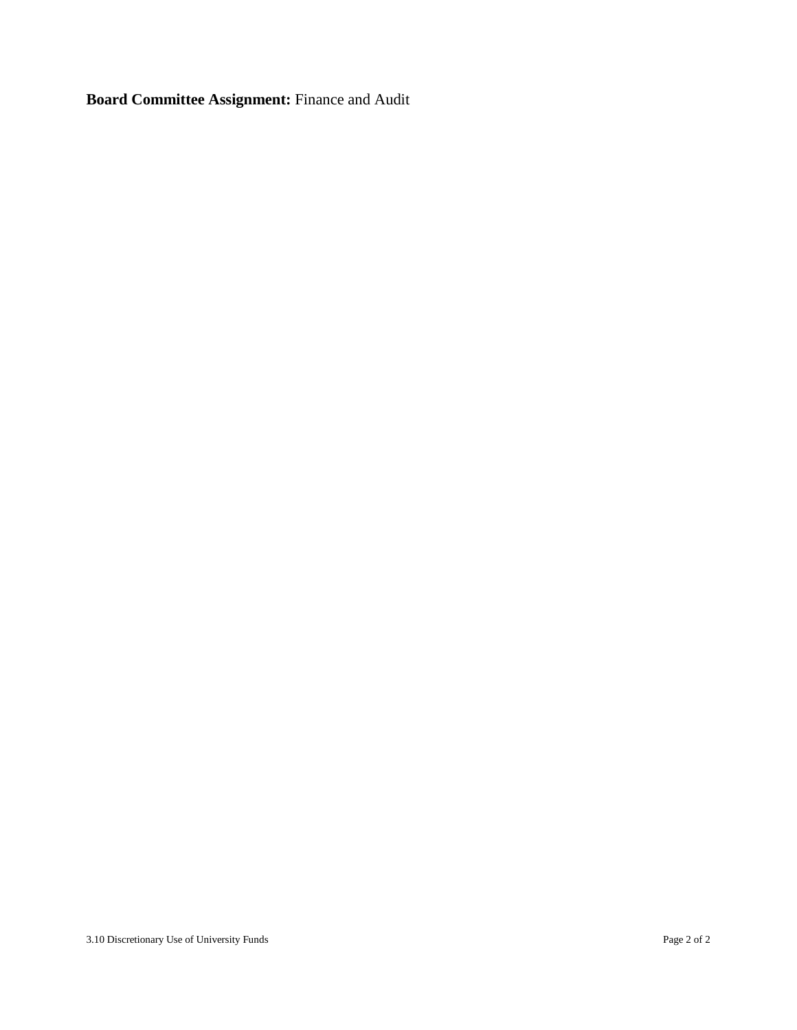**Board Committee Assignment:** Finance and Audit